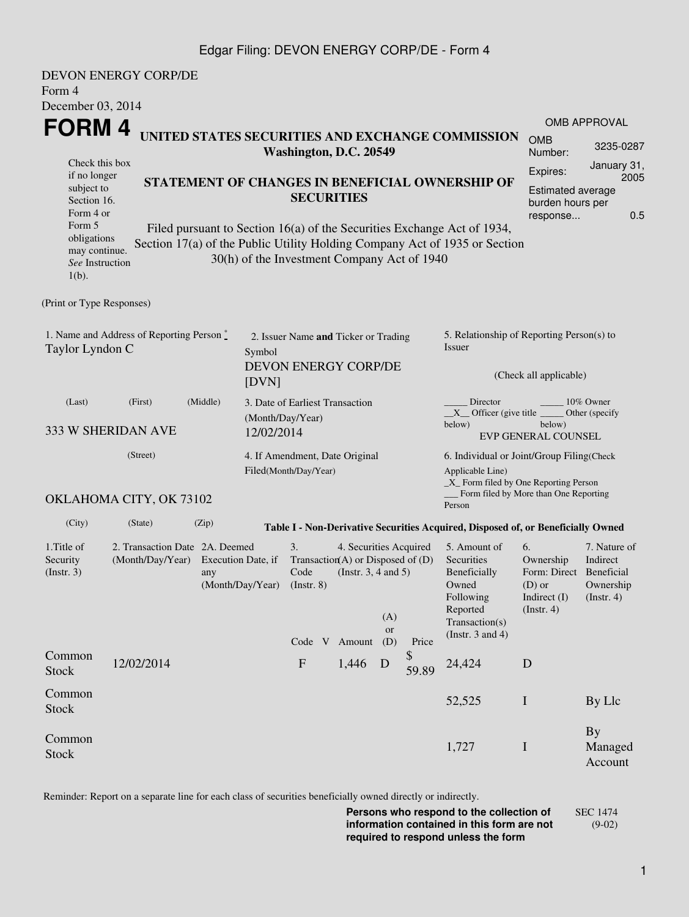DEVON ENERGY CORP/DE
Form 4
December 03, 2014

# FORM 4

**UNITED STATES SECURITIES AND EXCHANGE COMMISSION**
**Washington, D.C. 20549**

Check this box if no longer subject to Section 16. Form 4 or Form 5 obligations may continue. *See* Instruction 1(b).

**STATEMENT OF CHANGES IN BENEFICIAL OWNERSHIP OF SECURITIES**

Filed pursuant to Section 16(a) of the Securities Exchange Act of 1934, Section 17(a) of the Public Utility Holding Company Act of 1935 or Section 30(h) of the Investment Company Act of 1940

OMB APPROVAL

| | |
|---|---|
| OMB Number: | 3235-0287 |
| Expires: | January 31, 2005 |
| Estimated average burden hours per response... | 0.5 |

(Print or Type Responses)

1. Name and Address of Reporting Person *
Taylor Lyndon C

(Last) (First) (Middle)

333 W SHERIDAN AVE

(Street)

OKLAHOMA CITY, OK 73102

(City) (State) (Zip)

2. Issuer Name **and** Ticker or Trading Symbol
DEVON ENERGY CORP/DE [DVN]

3. Date of Earliest Transaction (Month/Day/Year)
12/02/2014

4. If Amendment, Date Original Filed(Month/Day/Year)

5. Relationship of Reporting Person(s) to Issuer

(Check all applicable)

_____ Director _____ 10% Owner
__X__ Officer (give title below) _____ Other (specify below)
EVP GENERAL COUNSEL

6. Individual or Joint/Group Filing(Check Applicable Line)
_X_ Form filed by One Reporting Person
___ Form filed by More than One Reporting Person

**Table I - Non-Derivative Securities Acquired, Disposed of, or Beneficially Owned**

| 1.Title of Security (Instr. 3) | 2. Transaction Date (Month/Day/Year) | 2A. Deemed Execution Date, if any (Month/Day/Year) | 3. Transaction Code (Instr. 8) | | 4. Securities Acquired (A) or Disposed of (D) (Instr. 3, 4 and 5) | | | 5. Amount of Securities Beneficially Owned Following Reported Transaction(s) (Instr. 3 and 4) | 6. Ownership Form: Direct (D) or Indirect (I) (Instr. 4) | 7. Nature of Indirect Beneficial Ownership (Instr. 4) |
|---|---|---|---|---|---|---|---|---|---|---|
| | | | Code | V | Amount | (A) or (D) | Price | | | |
| Common Stock | 12/02/2014 | | F | | 1,446 | D | $ 59.89 | 24,424 | D | |
| Common Stock | | | | | | | | 52,525 | I | By Llc |
| Common Stock | | | | | | | | 1,727 | I | By Managed Account |

Reminder: Report on a separate line for each class of securities beneficially owned directly or indirectly.

**Persons who respond to the collection of information contained in this form are not required to respond unless the form**

SEC 1474 (9-02)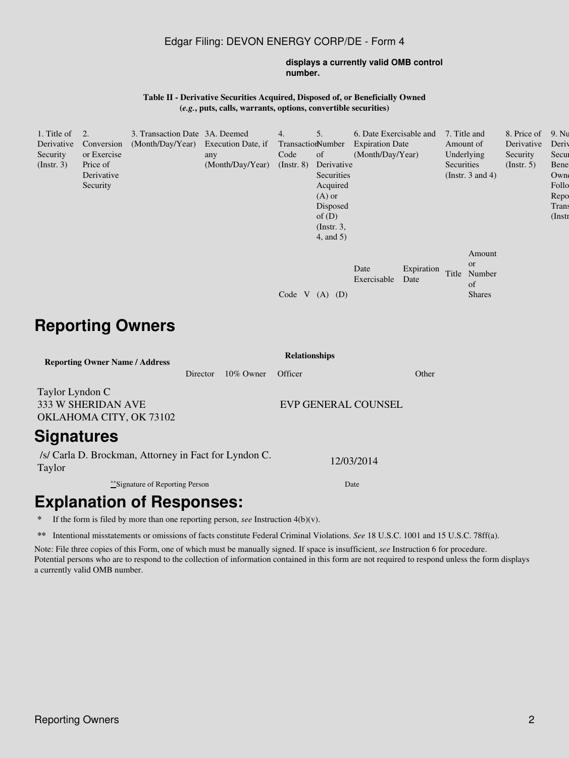displays a currently valid OMB control number.

**Table II - Derivative Securities Acquired, Disposed of, or Beneficially Owned**
**(*e.g.*, puts, calls, warrants, options, convertible securities)**

| 1. Title of Derivative Security (Instr. 3) | 2. Conversion or Exercise Price of Derivative Security | 3. Transaction Date (Month/Day/Year) | 3A. Deemed Execution Date, if any (Month/Day/Year) | 4. Transaction Code (Instr. 8) | | 5. Number of Derivative Securities Acquired (A) or Disposed of (D) (Instr. 3, 4, and 5) | | 6. Date Exercisable and Expiration Date (Month/Day/Year) | | 7. Title and Amount of Underlying Securities (Instr. 3 and 4) | | 8. Price of Derivative Security (Instr. 5) | 9. Nu Deriv Secur Bene Own Follo Repo Trans (Instr |
|---|---|---|---|---|---|---|---|---|---|---|---|---|---|
| | | | | Code | V | (A) | (D) | Date Exercisable | Expiration Date | Title | Amount or Number of Shares | | |

## Reporting Owners

| Reporting Owner Name / Address | Relationships | | | |
|---|---|---|---|---|
| | Director | 10% Owner | Officer | Other |
| Taylor Lyndon C<br>333 W SHERIDAN AVE<br>OKLAHOMA CITY, OK 73102 | | | EVP GENERAL COUNSEL | |

## Signatures

| | |
|---|---|
| /s/ Carla D. Brockman, Attorney in Fact for Lyndon C. Taylor | 12/03/2014 |
| **Signature of Reporting Person | Date |

## Explanation of Responses:

\* If the form is filed by more than one reporting person, *see* Instruction 4(b)(v).

** Intentional misstatements or omissions of facts constitute Federal Criminal Violations. *See* 18 U.S.C. 1001 and 15 U.S.C. 78ff(a).

Note: File three copies of this Form, one of which must be manually signed. If space is insufficient, *see* Instruction 6 for procedure.
Potential persons who are to respond to the collection of information contained in this form are not required to respond unless the form displays a currently valid OMB number.